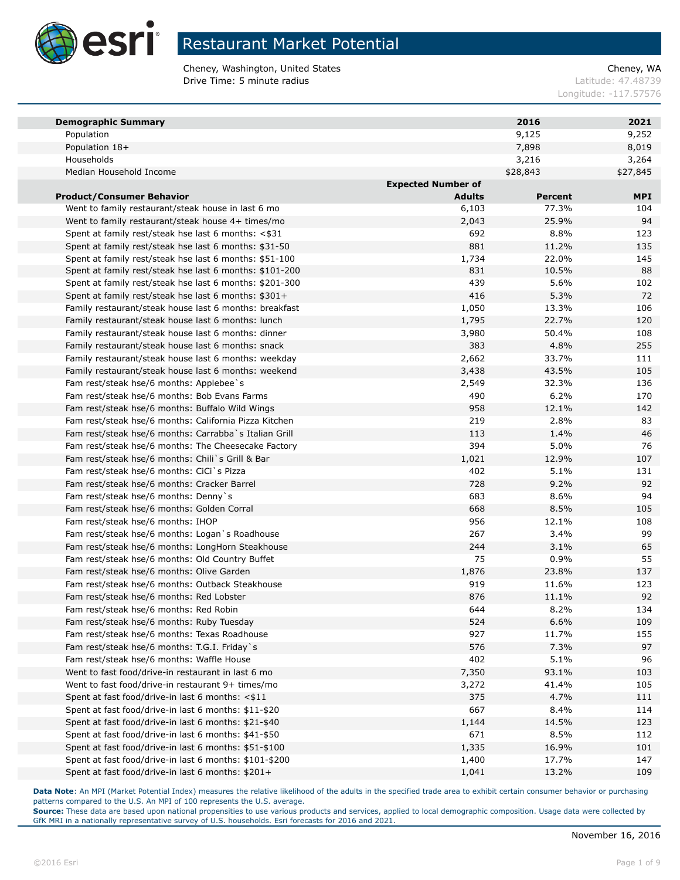# Restaurant Market Potential

Cheney, Washington, United States
Drive Time: 5 minute radius

Cheney, WA
Latitude: 47.48739
Longitude: -117.57576

| Demographic Summary | | 2016 | 2021 |
|---|---|---|---|
| Population | | 9,125 | 9,252 |
| Population 18+ | | 7,898 | 8,019 |
| Households | | 3,216 | 3,264 |
| Median Household Income | | $28,843 | $27,845 |

| Product/Consumer Behavior | Expected Number of Adults | Percent | MPI |
|---|---|---|---|
| Went to family restaurant/steak house in last 6 mo | 6,103 | 77.3% | 104 |
| Went to family restaurant/steak house 4+ times/mo | 2,043 | 25.9% | 94 |
| Spent at family rest/steak hse last 6 months: <$31 | 692 | 8.8% | 123 |
| Spent at family rest/steak hse last 6 months: $31-50 | 881 | 11.2% | 135 |
| Spent at family rest/steak hse last 6 months: $51-100 | 1,734 | 22.0% | 145 |
| Spent at family rest/steak hse last 6 months: $101-200 | 831 | 10.5% | 88 |
| Spent at family rest/steak hse last 6 months: $201-300 | 439 | 5.6% | 102 |
| Spent at family rest/steak hse last 6 months: $301+ | 416 | 5.3% | 72 |
| Family restaurant/steak house last 6 months: breakfast | 1,050 | 13.3% | 106 |
| Family restaurant/steak house last 6 months: lunch | 1,795 | 22.7% | 120 |
| Family restaurant/steak house last 6 months: dinner | 3,980 | 50.4% | 108 |
| Family restaurant/steak house last 6 months: snack | 383 | 4.8% | 255 |
| Family restaurant/steak house last 6 months: weekday | 2,662 | 33.7% | 111 |
| Family restaurant/steak house last 6 months: weekend | 3,438 | 43.5% | 105 |
| Fam rest/steak hse/6 months: Applebee`s | 2,549 | 32.3% | 136 |
| Fam rest/steak hse/6 months: Bob Evans Farms | 490 | 6.2% | 170 |
| Fam rest/steak hse/6 months: Buffalo Wild Wings | 958 | 12.1% | 142 |
| Fam rest/steak hse/6 months: California Pizza Kitchen | 219 | 2.8% | 83 |
| Fam rest/steak hse/6 months: Carrabba`s Italian Grill | 113 | 1.4% | 46 |
| Fam rest/steak hse/6 months: The Cheesecake Factory | 394 | 5.0% | 76 |
| Fam rest/steak hse/6 months: Chili`s Grill & Bar | 1,021 | 12.9% | 107 |
| Fam rest/steak hse/6 months: CiCi`s Pizza | 402 | 5.1% | 131 |
| Fam rest/steak hse/6 months: Cracker Barrel | 728 | 9.2% | 92 |
| Fam rest/steak hse/6 months: Denny`s | 683 | 8.6% | 94 |
| Fam rest/steak hse/6 months: Golden Corral | 668 | 8.5% | 105 |
| Fam rest/steak hse/6 months: IHOP | 956 | 12.1% | 108 |
| Fam rest/steak hse/6 months: Logan`s Roadhouse | 267 | 3.4% | 99 |
| Fam rest/steak hse/6 months: LongHorn Steakhouse | 244 | 3.1% | 65 |
| Fam rest/steak hse/6 months: Old Country Buffet | 75 | 0.9% | 55 |
| Fam rest/steak hse/6 months: Olive Garden | 1,876 | 23.8% | 137 |
| Fam rest/steak hse/6 months: Outback Steakhouse | 919 | 11.6% | 123 |
| Fam rest/steak hse/6 months: Red Lobster | 876 | 11.1% | 92 |
| Fam rest/steak hse/6 months: Red Robin | 644 | 8.2% | 134 |
| Fam rest/steak hse/6 months: Ruby Tuesday | 524 | 6.6% | 109 |
| Fam rest/steak hse/6 months: Texas Roadhouse | 927 | 11.7% | 155 |
| Fam rest/steak hse/6 months: T.G.I. Friday`s | 576 | 7.3% | 97 |
| Fam rest/steak hse/6 months: Waffle House | 402 | 5.1% | 96 |
| Went to fast food/drive-in restaurant in last 6 mo | 7,350 | 93.1% | 103 |
| Went to fast food/drive-in restaurant 9+ times/mo | 3,272 | 41.4% | 105 |
| Spent at fast food/drive-in last 6 months: <$11 | 375 | 4.7% | 111 |
| Spent at fast food/drive-in last 6 months: $11-$20 | 667 | 8.4% | 114 |
| Spent at fast food/drive-in last 6 months: $21-$40 | 1,144 | 14.5% | 123 |
| Spent at fast food/drive-in last 6 months: $41-$50 | 671 | 8.5% | 112 |
| Spent at fast food/drive-in last 6 months: $51-$100 | 1,335 | 16.9% | 101 |
| Spent at fast food/drive-in last 6 months: $101-$200 | 1,400 | 17.7% | 147 |
| Spent at fast food/drive-in last 6 months: $201+ | 1,041 | 13.2% | 109 |

**Data Note**: An MPI (Market Potential Index) measures the relative likelihood of the adults in the specified trade area to exhibit certain consumer behavior or purchasing patterns compared to the U.S. An MPI of 100 represents the U.S. average.

**Source:** These data are based upon national propensities to use various products and services, applied to local demographic composition. Usage data were collected by GfK MRI in a nationally representative survey of U.S. households. Esri forecasts for 2016 and 2021.

November 16, 2016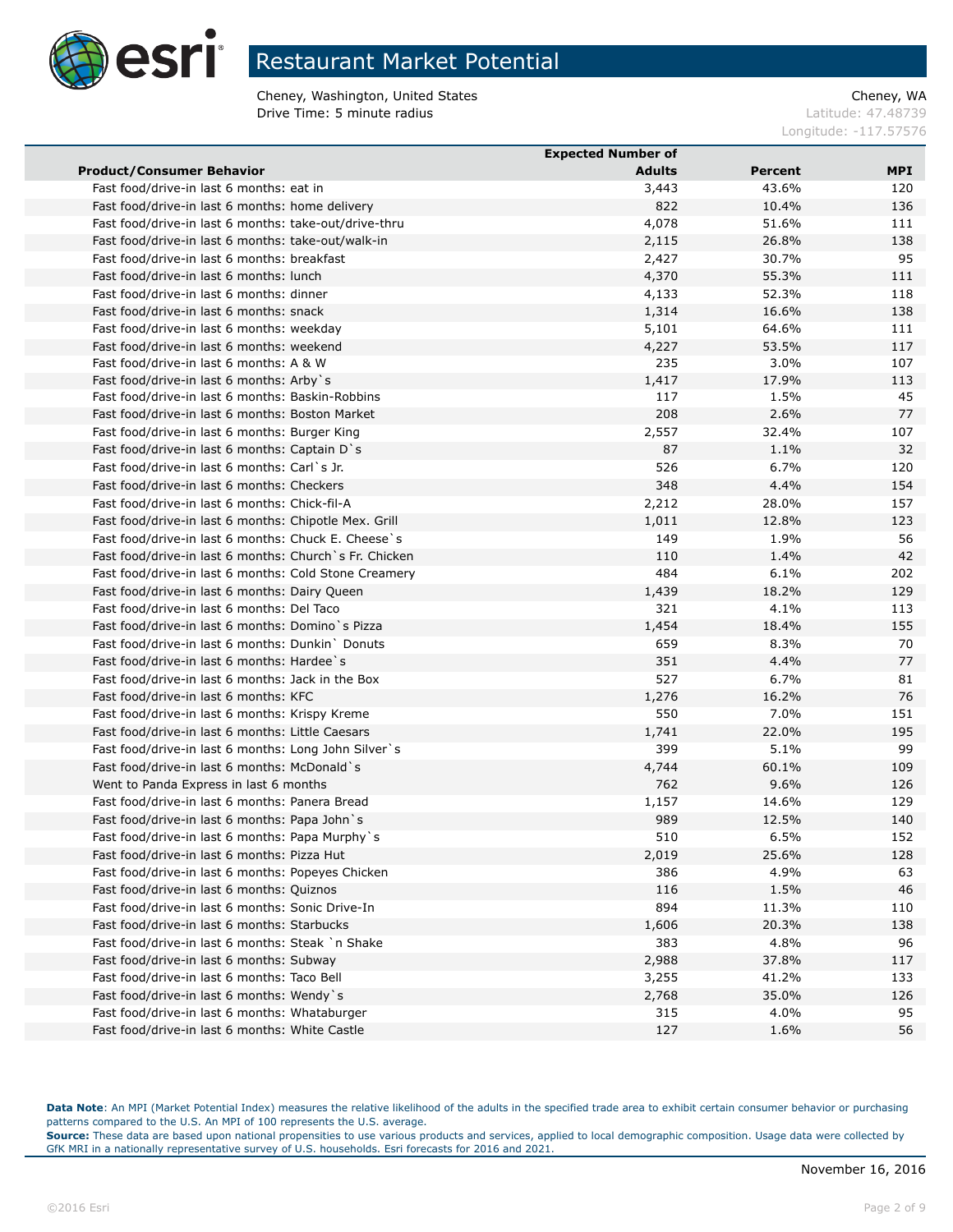# Restaurant Market Potential

Cheney, Washington, United States
Drive Time: 5 minute radius

Cheney, WA
Latitude: 47.48739
Longitude: -117.57576

| Product/Consumer Behavior | Expected Number of Adults | Percent | MPI |
|---|---|---|---|
| Fast food/drive-in last 6 months: eat in | 3,443 | 43.6% | 120 |
| Fast food/drive-in last 6 months: home delivery | 822 | 10.4% | 136 |
| Fast food/drive-in last 6 months: take-out/drive-thru | 4,078 | 51.6% | 111 |
| Fast food/drive-in last 6 months: take-out/walk-in | 2,115 | 26.8% | 138 |
| Fast food/drive-in last 6 months: breakfast | 2,427 | 30.7% | 95 |
| Fast food/drive-in last 6 months: lunch | 4,370 | 55.3% | 111 |
| Fast food/drive-in last 6 months: dinner | 4,133 | 52.3% | 118 |
| Fast food/drive-in last 6 months: snack | 1,314 | 16.6% | 138 |
| Fast food/drive-in last 6 months: weekday | 5,101 | 64.6% | 111 |
| Fast food/drive-in last 6 months: weekend | 4,227 | 53.5% | 117 |
| Fast food/drive-in last 6 months: A & W | 235 | 3.0% | 107 |
| Fast food/drive-in last 6 months: Arby`s | 1,417 | 17.9% | 113 |
| Fast food/drive-in last 6 months: Baskin-Robbins | 117 | 1.5% | 45 |
| Fast food/drive-in last 6 months: Boston Market | 208 | 2.6% | 77 |
| Fast food/drive-in last 6 months: Burger King | 2,557 | 32.4% | 107 |
| Fast food/drive-in last 6 months: Captain D`s | 87 | 1.1% | 32 |
| Fast food/drive-in last 6 months: Carl`s Jr. | 526 | 6.7% | 120 |
| Fast food/drive-in last 6 months: Checkers | 348 | 4.4% | 154 |
| Fast food/drive-in last 6 months: Chick-fil-A | 2,212 | 28.0% | 157 |
| Fast food/drive-in last 6 months: Chipotle Mex. Grill | 1,011 | 12.8% | 123 |
| Fast food/drive-in last 6 months: Chuck E. Cheese`s | 149 | 1.9% | 56 |
| Fast food/drive-in last 6 months: Church`s Fr. Chicken | 110 | 1.4% | 42 |
| Fast food/drive-in last 6 months: Cold Stone Creamery | 484 | 6.1% | 202 |
| Fast food/drive-in last 6 months: Dairy Queen | 1,439 | 18.2% | 129 |
| Fast food/drive-in last 6 months: Del Taco | 321 | 4.1% | 113 |
| Fast food/drive-in last 6 months: Domino`s Pizza | 1,454 | 18.4% | 155 |
| Fast food/drive-in last 6 months: Dunkin` Donuts | 659 | 8.3% | 70 |
| Fast food/drive-in last 6 months: Hardee`s | 351 | 4.4% | 77 |
| Fast food/drive-in last 6 months: Jack in the Box | 527 | 6.7% | 81 |
| Fast food/drive-in last 6 months: KFC | 1,276 | 16.2% | 76 |
| Fast food/drive-in last 6 months: Krispy Kreme | 550 | 7.0% | 151 |
| Fast food/drive-in last 6 months: Little Caesars | 1,741 | 22.0% | 195 |
| Fast food/drive-in last 6 months: Long John Silver`s | 399 | 5.1% | 99 |
| Fast food/drive-in last 6 months: McDonald`s | 4,744 | 60.1% | 109 |
| Went to Panda Express in last 6 months | 762 | 9.6% | 126 |
| Fast food/drive-in last 6 months: Panera Bread | 1,157 | 14.6% | 129 |
| Fast food/drive-in last 6 months: Papa John`s | 989 | 12.5% | 140 |
| Fast food/drive-in last 6 months: Papa Murphy`s | 510 | 6.5% | 152 |
| Fast food/drive-in last 6 months: Pizza Hut | 2,019 | 25.6% | 128 |
| Fast food/drive-in last 6 months: Popeyes Chicken | 386 | 4.9% | 63 |
| Fast food/drive-in last 6 months: Quiznos | 116 | 1.5% | 46 |
| Fast food/drive-in last 6 months: Sonic Drive-In | 894 | 11.3% | 110 |
| Fast food/drive-in last 6 months: Starbucks | 1,606 | 20.3% | 138 |
| Fast food/drive-in last 6 months: Steak `n Shake | 383 | 4.8% | 96 |
| Fast food/drive-in last 6 months: Subway | 2,988 | 37.8% | 117 |
| Fast food/drive-in last 6 months: Taco Bell | 3,255 | 41.2% | 133 |
| Fast food/drive-in last 6 months: Wendy`s | 2,768 | 35.0% | 126 |
| Fast food/drive-in last 6 months: Whataburger | 315 | 4.0% | 95 |
| Fast food/drive-in last 6 months: White Castle | 127 | 1.6% | 56 |

**Data Note**: An MPI (Market Potential Index) measures the relative likelihood of the adults in the specified trade area to exhibit certain consumer behavior or purchasing patterns compared to the U.S. An MPI of 100 represents the U.S. average.
**Source:** These data are based upon national propensities to use various products and services, applied to local demographic composition. Usage data were collected by GfK MRI in a nationally representative survey of U.S. households. Esri forecasts for 2016 and 2021.

November 16, 2016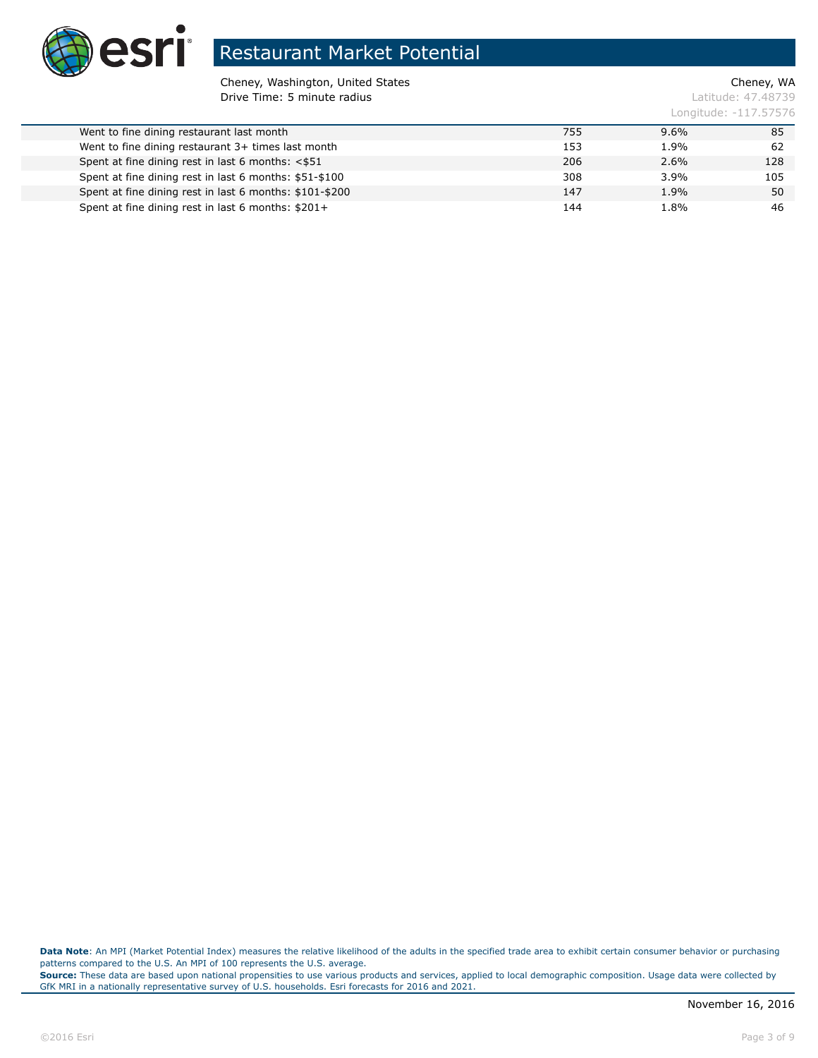# Restaurant Market Potential

Cheney, Washington, United States
Drive Time: 5 minute radius

Cheney, WA
Latitude: 47.48739
Longitude: -117.57576

| | | | |
|---|---|---|---|
| Went to fine dining restaurant last month | 755 | 9.6% | 85 |
| Went to fine dining restaurant 3+ times last month | 153 | 1.9% | 62 |
| Spent at fine dining rest in last 6 months: <$51 | 206 | 2.6% | 128 |
| Spent at fine dining rest in last 6 months: $51-$100 | 308 | 3.9% | 105 |
| Spent at fine dining rest in last 6 months: $101-$200 | 147 | 1.9% | 50 |
| Spent at fine dining rest in last 6 months: $201+ | 144 | 1.8% | 46 |

**Data Note**: An MPI (Market Potential Index) measures the relative likelihood of the adults in the specified trade area to exhibit certain consumer behavior or purchasing patterns compared to the U.S. An MPI of 100 represents the U.S. average.
**Source:** These data are based upon national propensities to use various products and services, applied to local demographic composition. Usage data were collected by GfK MRI in a nationally representative survey of U.S. households. Esri forecasts for 2016 and 2021.

November 16, 2016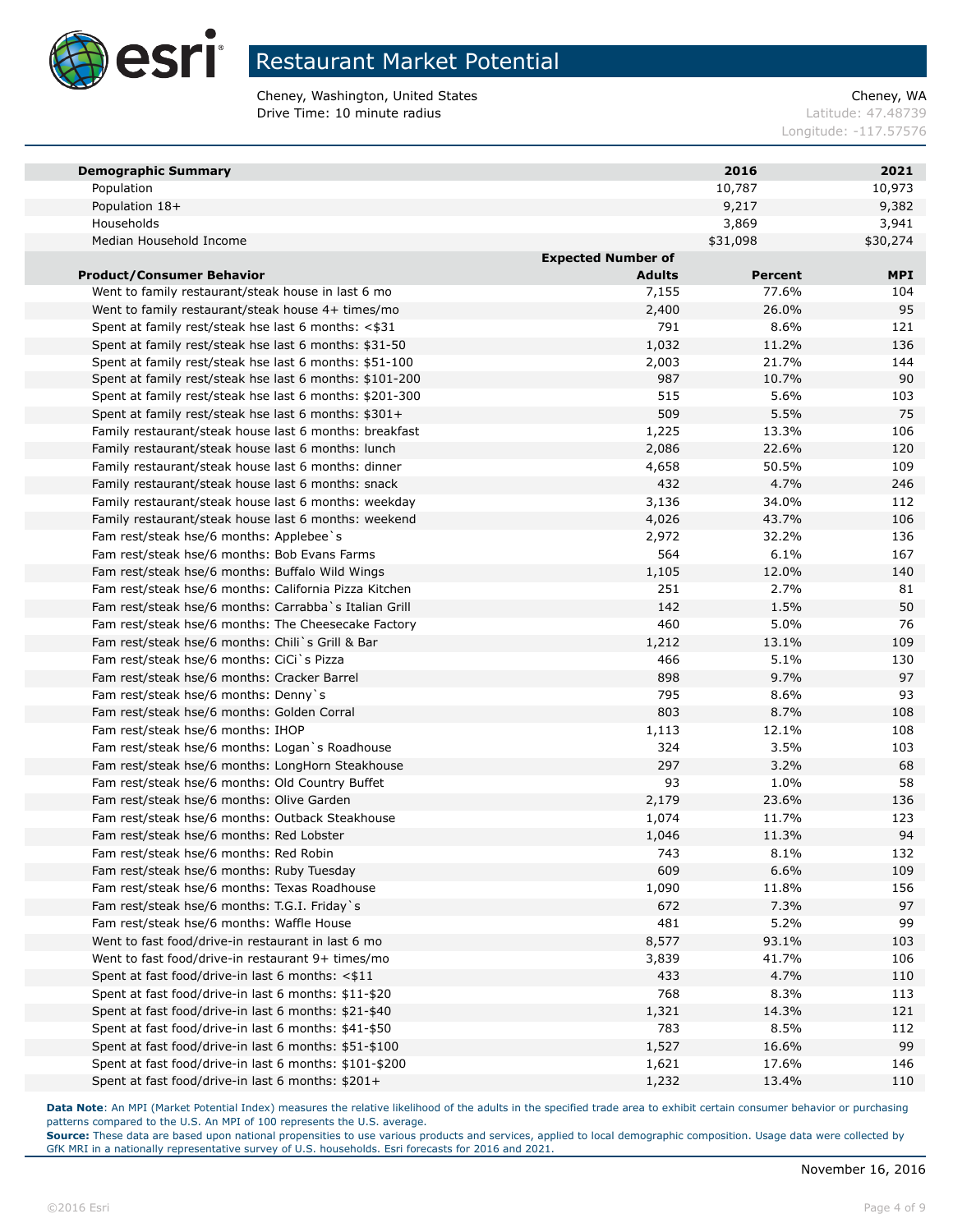# Restaurant Market Potential

Cheney, Washington, United States
Drive Time: 10 minute radius

Cheney, WA
Latitude: 47.48739
Longitude: -117.57576

| **Demographic Summary** | | **2016** | **2021** |
|---|---|---|---|
| Population | | 10,787 | 10,973 |
| Population 18+ | | 9,217 | 9,382 |
| Households | | 3,869 | 3,941 |
| Median Household Income | | $31,098 | $30,274 |

| **Product/Consumer Behavior** | **Expected Number of Adults** | **Percent** | **MPI** |
|---|---|---|---|
| Went to family restaurant/steak house in last 6 mo | 7,155 | 77.6% | 104 |
| Went to family restaurant/steak house 4+ times/mo | 2,400 | 26.0% | 95 |
| Spent at family rest/steak hse last 6 months: <$31 | 791 | 8.6% | 121 |
| Spent at family rest/steak hse last 6 months: $31-50 | 1,032 | 11.2% | 136 |
| Spent at family rest/steak hse last 6 months: $51-100 | 2,003 | 21.7% | 144 |
| Spent at family rest/steak hse last 6 months: $101-200 | 987 | 10.7% | 90 |
| Spent at family rest/steak hse last 6 months: $201-300 | 515 | 5.6% | 103 |
| Spent at family rest/steak hse last 6 months: $301+ | 509 | 5.5% | 75 |
| Family restaurant/steak house last 6 months: breakfast | 1,225 | 13.3% | 106 |
| Family restaurant/steak house last 6 months: lunch | 2,086 | 22.6% | 120 |
| Family restaurant/steak house last 6 months: dinner | 4,658 | 50.5% | 109 |
| Family restaurant/steak house last 6 months: snack | 432 | 4.7% | 246 |
| Family restaurant/steak house last 6 months: weekday | 3,136 | 34.0% | 112 |
| Family restaurant/steak house last 6 months: weekend | 4,026 | 43.7% | 106 |
| Fam rest/steak hse/6 months: Applebee`s | 2,972 | 32.2% | 136 |
| Fam rest/steak hse/6 months: Bob Evans Farms | 564 | 6.1% | 167 |
| Fam rest/steak hse/6 months: Buffalo Wild Wings | 1,105 | 12.0% | 140 |
| Fam rest/steak hse/6 months: California Pizza Kitchen | 251 | 2.7% | 81 |
| Fam rest/steak hse/6 months: Carrabba`s Italian Grill | 142 | 1.5% | 50 |
| Fam rest/steak hse/6 months: The Cheesecake Factory | 460 | 5.0% | 76 |
| Fam rest/steak hse/6 months: Chili`s Grill & Bar | 1,212 | 13.1% | 109 |
| Fam rest/steak hse/6 months: CiCi`s Pizza | 466 | 5.1% | 130 |
| Fam rest/steak hse/6 months: Cracker Barrel | 898 | 9.7% | 97 |
| Fam rest/steak hse/6 months: Denny`s | 795 | 8.6% | 93 |
| Fam rest/steak hse/6 months: Golden Corral | 803 | 8.7% | 108 |
| Fam rest/steak hse/6 months: IHOP | 1,113 | 12.1% | 108 |
| Fam rest/steak hse/6 months: Logan`s Roadhouse | 324 | 3.5% | 103 |
| Fam rest/steak hse/6 months: LongHorn Steakhouse | 297 | 3.2% | 68 |
| Fam rest/steak hse/6 months: Old Country Buffet | 93 | 1.0% | 58 |
| Fam rest/steak hse/6 months: Olive Garden | 2,179 | 23.6% | 136 |
| Fam rest/steak hse/6 months: Outback Steakhouse | 1,074 | 11.7% | 123 |
| Fam rest/steak hse/6 months: Red Lobster | 1,046 | 11.3% | 94 |
| Fam rest/steak hse/6 months: Red Robin | 743 | 8.1% | 132 |
| Fam rest/steak hse/6 months: Ruby Tuesday | 609 | 6.6% | 109 |
| Fam rest/steak hse/6 months: Texas Roadhouse | 1,090 | 11.8% | 156 |
| Fam rest/steak hse/6 months: T.G.I. Friday`s | 672 | 7.3% | 97 |
| Fam rest/steak hse/6 months: Waffle House | 481 | 5.2% | 99 |
| Went to fast food/drive-in restaurant in last 6 mo | 8,577 | 93.1% | 103 |
| Went to fast food/drive-in restaurant 9+ times/mo | 3,839 | 41.7% | 106 |
| Spent at fast food/drive-in last 6 months: <$11 | 433 | 4.7% | 110 |
| Spent at fast food/drive-in last 6 months: $11-$20 | 768 | 8.3% | 113 |
| Spent at fast food/drive-in last 6 months: $21-$40 | 1,321 | 14.3% | 121 |
| Spent at fast food/drive-in last 6 months: $41-$50 | 783 | 8.5% | 112 |
| Spent at fast food/drive-in last 6 months: $51-$100 | 1,527 | 16.6% | 99 |
| Spent at fast food/drive-in last 6 months: $101-$200 | 1,621 | 17.6% | 146 |
| Spent at fast food/drive-in last 6 months: $201+ | 1,232 | 13.4% | 110 |

**Data Note**: An MPI (Market Potential Index) measures the relative likelihood of the adults in the specified trade area to exhibit certain consumer behavior or purchasing patterns compared to the U.S. An MPI of 100 represents the U.S. average.
**Source:** These data are based upon national propensities to use various products and services, applied to local demographic composition. Usage data were collected by GfK MRI in a nationally representative survey of U.S. households. Esri forecasts for 2016 and 2021.

November 16, 2016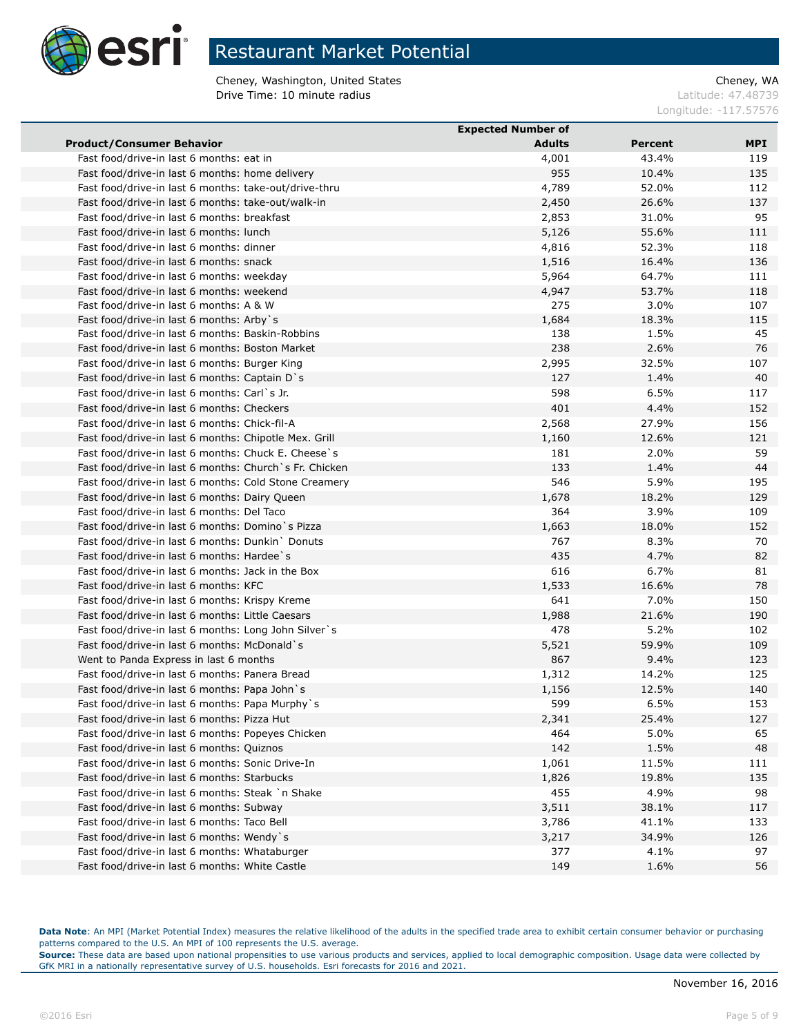# Restaurant Market Potential

Cheney, Washington, United States
Drive Time: 10 minute radius

Cheney, WA
Latitude: 47.48739
Longitude: -117.57576

| Product/Consumer Behavior | Expected Number of Adults | Percent | MPI |
|---|---|---|---|
| Fast food/drive-in last 6 months: eat in | 4,001 | 43.4% | 119 |
| Fast food/drive-in last 6 months: home delivery | 955 | 10.4% | 135 |
| Fast food/drive-in last 6 months: take-out/drive-thru | 4,789 | 52.0% | 112 |
| Fast food/drive-in last 6 months: take-out/walk-in | 2,450 | 26.6% | 137 |
| Fast food/drive-in last 6 months: breakfast | 2,853 | 31.0% | 95 |
| Fast food/drive-in last 6 months: lunch | 5,126 | 55.6% | 111 |
| Fast food/drive-in last 6 months: dinner | 4,816 | 52.3% | 118 |
| Fast food/drive-in last 6 months: snack | 1,516 | 16.4% | 136 |
| Fast food/drive-in last 6 months: weekday | 5,964 | 64.7% | 111 |
| Fast food/drive-in last 6 months: weekend | 4,947 | 53.7% | 118 |
| Fast food/drive-in last 6 months: A & W | 275 | 3.0% | 107 |
| Fast food/drive-in last 6 months: Arby`s | 1,684 | 18.3% | 115 |
| Fast food/drive-in last 6 months: Baskin-Robbins | 138 | 1.5% | 45 |
| Fast food/drive-in last 6 months: Boston Market | 238 | 2.6% | 76 |
| Fast food/drive-in last 6 months: Burger King | 2,995 | 32.5% | 107 |
| Fast food/drive-in last 6 months: Captain D`s | 127 | 1.4% | 40 |
| Fast food/drive-in last 6 months: Carl`s Jr. | 598 | 6.5% | 117 |
| Fast food/drive-in last 6 months: Checkers | 401 | 4.4% | 152 |
| Fast food/drive-in last 6 months: Chick-fil-A | 2,568 | 27.9% | 156 |
| Fast food/drive-in last 6 months: Chipotle Mex. Grill | 1,160 | 12.6% | 121 |
| Fast food/drive-in last 6 months: Chuck E. Cheese`s | 181 | 2.0% | 59 |
| Fast food/drive-in last 6 months: Church`s Fr. Chicken | 133 | 1.4% | 44 |
| Fast food/drive-in last 6 months: Cold Stone Creamery | 546 | 5.9% | 195 |
| Fast food/drive-in last 6 months: Dairy Queen | 1,678 | 18.2% | 129 |
| Fast food/drive-in last 6 months: Del Taco | 364 | 3.9% | 109 |
| Fast food/drive-in last 6 months: Domino`s Pizza | 1,663 | 18.0% | 152 |
| Fast food/drive-in last 6 months: Dunkin` Donuts | 767 | 8.3% | 70 |
| Fast food/drive-in last 6 months: Hardee`s | 435 | 4.7% | 82 |
| Fast food/drive-in last 6 months: Jack in the Box | 616 | 6.7% | 81 |
| Fast food/drive-in last 6 months: KFC | 1,533 | 16.6% | 78 |
| Fast food/drive-in last 6 months: Krispy Kreme | 641 | 7.0% | 150 |
| Fast food/drive-in last 6 months: Little Caesars | 1,988 | 21.6% | 190 |
| Fast food/drive-in last 6 months: Long John Silver`s | 478 | 5.2% | 102 |
| Fast food/drive-in last 6 months: McDonald`s | 5,521 | 59.9% | 109 |
| Went to Panda Express in last 6 months | 867 | 9.4% | 123 |
| Fast food/drive-in last 6 months: Panera Bread | 1,312 | 14.2% | 125 |
| Fast food/drive-in last 6 months: Papa John`s | 1,156 | 12.5% | 140 |
| Fast food/drive-in last 6 months: Papa Murphy`s | 599 | 6.5% | 153 |
| Fast food/drive-in last 6 months: Pizza Hut | 2,341 | 25.4% | 127 |
| Fast food/drive-in last 6 months: Popeyes Chicken | 464 | 5.0% | 65 |
| Fast food/drive-in last 6 months: Quiznos | 142 | 1.5% | 48 |
| Fast food/drive-in last 6 months: Sonic Drive-In | 1,061 | 11.5% | 111 |
| Fast food/drive-in last 6 months: Starbucks | 1,826 | 19.8% | 135 |
| Fast food/drive-in last 6 months: Steak `n Shake | 455 | 4.9% | 98 |
| Fast food/drive-in last 6 months: Subway | 3,511 | 38.1% | 117 |
| Fast food/drive-in last 6 months: Taco Bell | 3,786 | 41.1% | 133 |
| Fast food/drive-in last 6 months: Wendy`s | 3,217 | 34.9% | 126 |
| Fast food/drive-in last 6 months: Whataburger | 377 | 4.1% | 97 |
| Fast food/drive-in last 6 months: White Castle | 149 | 1.6% | 56 |

**Data Note**: An MPI (Market Potential Index) measures the relative likelihood of the adults in the specified trade area to exhibit certain consumer behavior or purchasing patterns compared to the U.S. An MPI of 100 represents the U.S. average.
**Source:** These data are based upon national propensities to use various products and services, applied to local demographic composition. Usage data were collected by GfK MRI in a nationally representative survey of U.S. households. Esri forecasts for 2016 and 2021.

November 16, 2016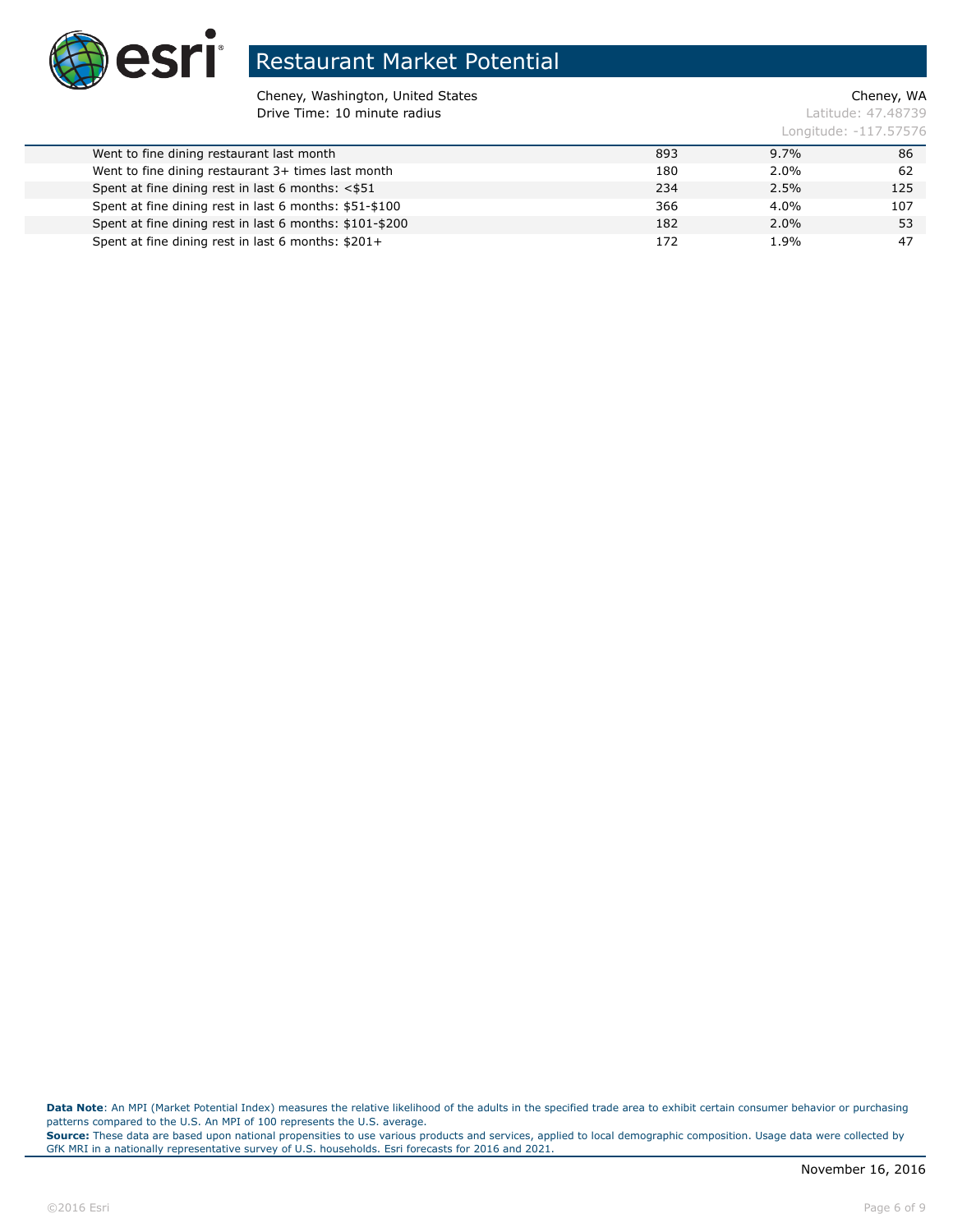# Restaurant Market Potential

Cheney, Washington, United States
Drive Time: 10 minute radius

Cheney, WA
Latitude: 47.48739
Longitude: -117.57576

| | | | |
|---|---|---|---|
| Went to fine dining restaurant last month | 893 | 9.7% | 86 |
| Went to fine dining restaurant 3+ times last month | 180 | 2.0% | 62 |
| Spent at fine dining rest in last 6 months: <$51 | 234 | 2.5% | 125 |
| Spent at fine dining rest in last 6 months: $51-$100 | 366 | 4.0% | 107 |
| Spent at fine dining rest in last 6 months: $101-$200 | 182 | 2.0% | 53 |
| Spent at fine dining rest in last 6 months: $201+ | 172 | 1.9% | 47 |

**Data Note**: An MPI (Market Potential Index) measures the relative likelihood of the adults in the specified trade area to exhibit certain consumer behavior or purchasing patterns compared to the U.S. An MPI of 100 represents the U.S. average.
**Source:** These data are based upon national propensities to use various products and services, applied to local demographic composition. Usage data were collected by GfK MRI in a nationally representative survey of U.S. households. Esri forecasts for 2016 and 2021.

November 16, 2016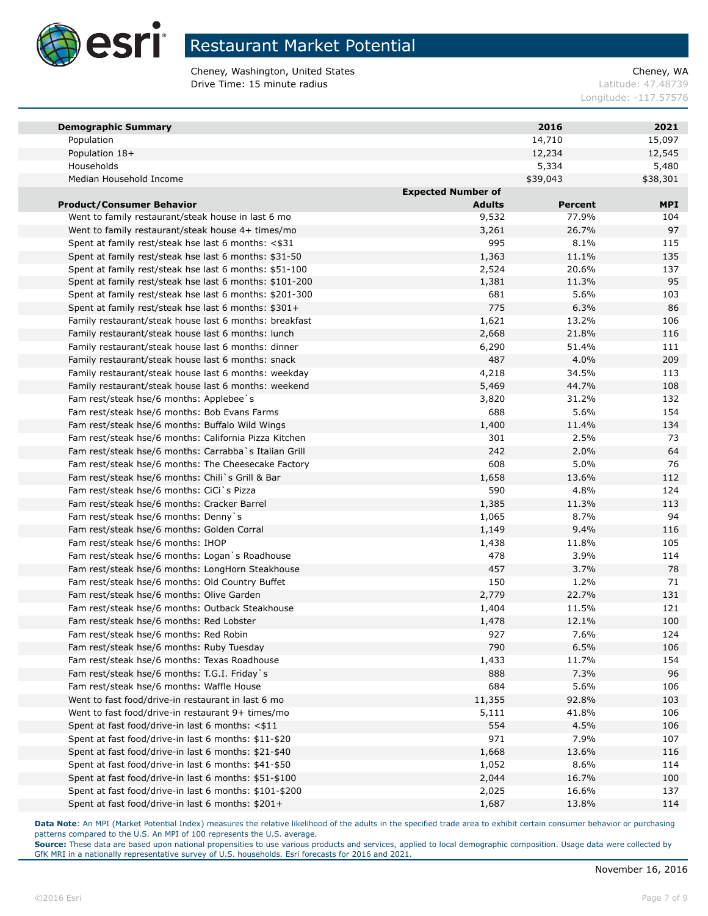# Restaurant Market Potential

Cheney, Washington, United States
Drive Time: 15 minute radius

Cheney, WA
Latitude: 47.48739
Longitude: -117.57576

| **Demographic Summary** | | **2016** | **2021** |
|---|---|---|---|
| Population | | 14,710 | 15,097 |
| Population 18+ | | 12,234 | 12,545 |
| Households | | 5,334 | 5,480 |
| Median Household Income | | $39,043 | $38,301 |
| **Product/Consumer Behavior** | **Expected Number of Adults** | **Percent** | **MPI** |
| Went to family restaurant/steak house in last 6 mo | 9,532 | 77.9% | 104 |
| Went to family restaurant/steak house 4+ times/mo | 3,261 | 26.7% | 97 |
| Spent at family rest/steak hse last 6 months: <$31 | 995 | 8.1% | 115 |
| Spent at family rest/steak hse last 6 months: $31-50 | 1,363 | 11.1% | 135 |
| Spent at family rest/steak hse last 6 months: $51-100 | 2,524 | 20.6% | 137 |
| Spent at family rest/steak hse last 6 months: $101-200 | 1,381 | 11.3% | 95 |
| Spent at family rest/steak hse last 6 months: $201-300 | 681 | 5.6% | 103 |
| Spent at family rest/steak hse last 6 months: $301+ | 775 | 6.3% | 86 |
| Family restaurant/steak house last 6 months: breakfast | 1,621 | 13.2% | 106 |
| Family restaurant/steak house last 6 months: lunch | 2,668 | 21.8% | 116 |
| Family restaurant/steak house last 6 months: dinner | 6,290 | 51.4% | 111 |
| Family restaurant/steak house last 6 months: snack | 487 | 4.0% | 209 |
| Family restaurant/steak house last 6 months: weekday | 4,218 | 34.5% | 113 |
| Family restaurant/steak house last 6 months: weekend | 5,469 | 44.7% | 108 |
| Fam rest/steak hse/6 months: Applebee`s | 3,820 | 31.2% | 132 |
| Fam rest/steak hse/6 months: Bob Evans Farms | 688 | 5.6% | 154 |
| Fam rest/steak hse/6 months: Buffalo Wild Wings | 1,400 | 11.4% | 134 |
| Fam rest/steak hse/6 months: California Pizza Kitchen | 301 | 2.5% | 73 |
| Fam rest/steak hse/6 months: Carrabba`s Italian Grill | 242 | 2.0% | 64 |
| Fam rest/steak hse/6 months: The Cheesecake Factory | 608 | 5.0% | 76 |
| Fam rest/steak hse/6 months: Chili`s Grill & Bar | 1,658 | 13.6% | 112 |
| Fam rest/steak hse/6 months: CiCi`s Pizza | 590 | 4.8% | 124 |
| Fam rest/steak hse/6 months: Cracker Barrel | 1,385 | 11.3% | 113 |
| Fam rest/steak hse/6 months: Denny`s | 1,065 | 8.7% | 94 |
| Fam rest/steak hse/6 months: Golden Corral | 1,149 | 9.4% | 116 |
| Fam rest/steak hse/6 months: IHOP | 1,438 | 11.8% | 105 |
| Fam rest/steak hse/6 months: Logan`s Roadhouse | 478 | 3.9% | 114 |
| Fam rest/steak hse/6 months: LongHorn Steakhouse | 457 | 3.7% | 78 |
| Fam rest/steak hse/6 months: Old Country Buffet | 150 | 1.2% | 71 |
| Fam rest/steak hse/6 months: Olive Garden | 2,779 | 22.7% | 131 |
| Fam rest/steak hse/6 months: Outback Steakhouse | 1,404 | 11.5% | 121 |
| Fam rest/steak hse/6 months: Red Lobster | 1,478 | 12.1% | 100 |
| Fam rest/steak hse/6 months: Red Robin | 927 | 7.6% | 124 |
| Fam rest/steak hse/6 months: Ruby Tuesday | 790 | 6.5% | 106 |
| Fam rest/steak hse/6 months: Texas Roadhouse | 1,433 | 11.7% | 154 |
| Fam rest/steak hse/6 months: T.G.I. Friday`s | 888 | 7.3% | 96 |
| Fam rest/steak hse/6 months: Waffle House | 684 | 5.6% | 106 |
| Went to fast food/drive-in restaurant in last 6 mo | 11,355 | 92.8% | 103 |
| Went to fast food/drive-in restaurant 9+ times/mo | 5,111 | 41.8% | 106 |
| Spent at fast food/drive-in last 6 months: <$11 | 554 | 4.5% | 106 |
| Spent at fast food/drive-in last 6 months: $11-$20 | 971 | 7.9% | 107 |
| Spent at fast food/drive-in last 6 months: $21-$40 | 1,668 | 13.6% | 116 |
| Spent at fast food/drive-in last 6 months: $41-$50 | 1,052 | 8.6% | 114 |
| Spent at fast food/drive-in last 6 months: $51-$100 | 2,044 | 16.7% | 100 |
| Spent at fast food/drive-in last 6 months: $101-$200 | 2,025 | 16.6% | 137 |
| Spent at fast food/drive-in last 6 months: $201+ | 1,687 | 13.8% | 114 |

**Data Note**: An MPI (Market Potential Index) measures the relative likelihood of the adults in the specified trade area to exhibit certain consumer behavior or purchasing patterns compared to the U.S. An MPI of 100 represents the U.S. average.
**Source:** These data are based upon national propensities to use various products and services, applied to local demographic composition. Usage data were collected by GfK MRI in a nationally representative survey of U.S. households. Esri forecasts for 2016 and 2021.

November 16, 2016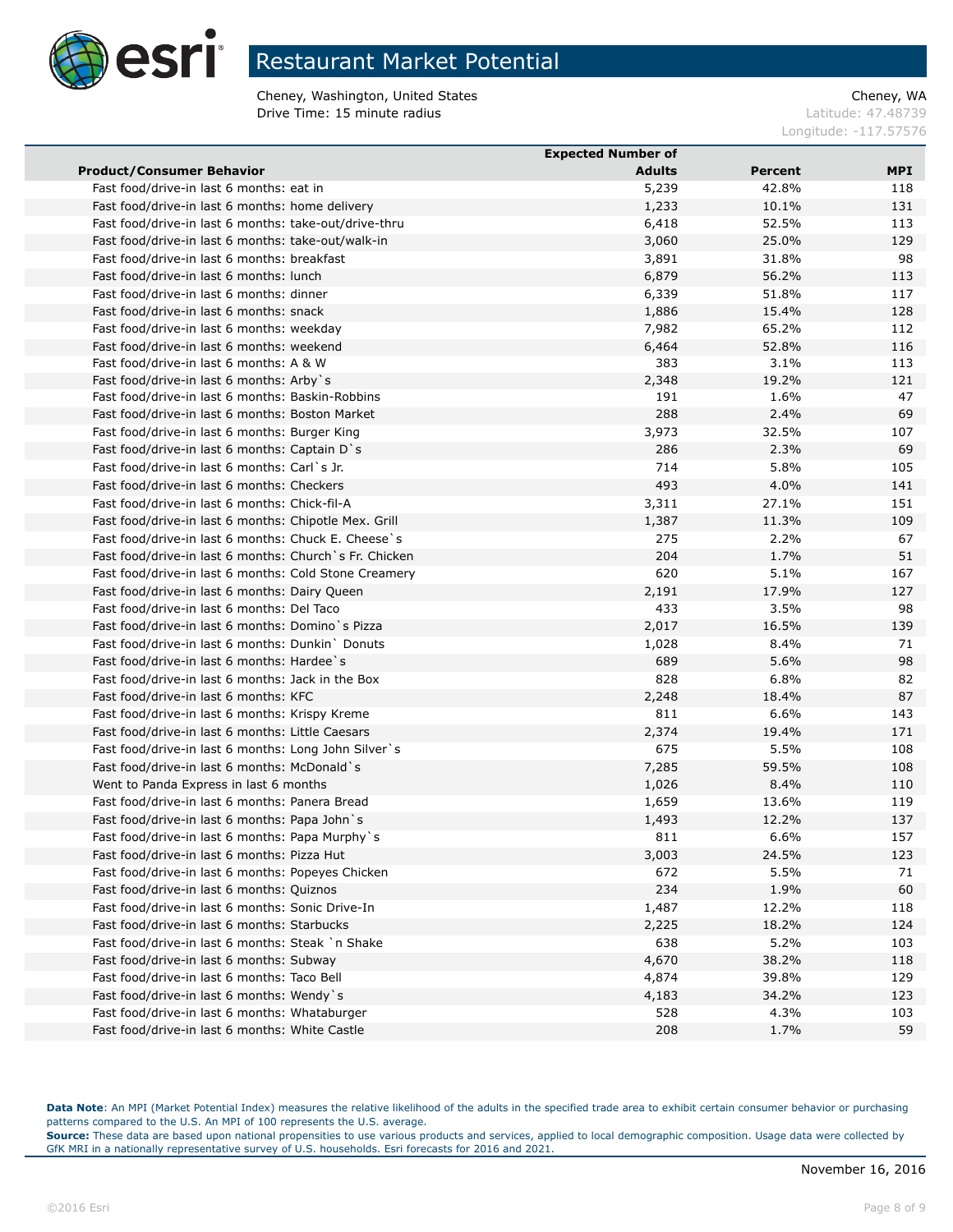# Restaurant Market Potential

Cheney, Washington, United States
Drive Time: 15 minute radius

Cheney, WA
Latitude: 47.48739
Longitude: -117.57576

| Product/Consumer Behavior | Expected Number of Adults | Percent | MPI |
|---|---|---|---|
| Fast food/drive-in last 6 months: eat in | 5,239 | 42.8% | 118 |
| Fast food/drive-in last 6 months: home delivery | 1,233 | 10.1% | 131 |
| Fast food/drive-in last 6 months: take-out/drive-thru | 6,418 | 52.5% | 113 |
| Fast food/drive-in last 6 months: take-out/walk-in | 3,060 | 25.0% | 129 |
| Fast food/drive-in last 6 months: breakfast | 3,891 | 31.8% | 98 |
| Fast food/drive-in last 6 months: lunch | 6,879 | 56.2% | 113 |
| Fast food/drive-in last 6 months: dinner | 6,339 | 51.8% | 117 |
| Fast food/drive-in last 6 months: snack | 1,886 | 15.4% | 128 |
| Fast food/drive-in last 6 months: weekday | 7,982 | 65.2% | 112 |
| Fast food/drive-in last 6 months: weekend | 6,464 | 52.8% | 116 |
| Fast food/drive-in last 6 months: A & W | 383 | 3.1% | 113 |
| Fast food/drive-in last 6 months: Arby`s | 2,348 | 19.2% | 121 |
| Fast food/drive-in last 6 months: Baskin-Robbins | 191 | 1.6% | 47 |
| Fast food/drive-in last 6 months: Boston Market | 288 | 2.4% | 69 |
| Fast food/drive-in last 6 months: Burger King | 3,973 | 32.5% | 107 |
| Fast food/drive-in last 6 months: Captain D`s | 286 | 2.3% | 69 |
| Fast food/drive-in last 6 months: Carl`s Jr. | 714 | 5.8% | 105 |
| Fast food/drive-in last 6 months: Checkers | 493 | 4.0% | 141 |
| Fast food/drive-in last 6 months: Chick-fil-A | 3,311 | 27.1% | 151 |
| Fast food/drive-in last 6 months: Chipotle Mex. Grill | 1,387 | 11.3% | 109 |
| Fast food/drive-in last 6 months: Chuck E. Cheese`s | 275 | 2.2% | 67 |
| Fast food/drive-in last 6 months: Church`s Fr. Chicken | 204 | 1.7% | 51 |
| Fast food/drive-in last 6 months: Cold Stone Creamery | 620 | 5.1% | 167 |
| Fast food/drive-in last 6 months: Dairy Queen | 2,191 | 17.9% | 127 |
| Fast food/drive-in last 6 months: Del Taco | 433 | 3.5% | 98 |
| Fast food/drive-in last 6 months: Domino`s Pizza | 2,017 | 16.5% | 139 |
| Fast food/drive-in last 6 months: Dunkin` Donuts | 1,028 | 8.4% | 71 |
| Fast food/drive-in last 6 months: Hardee`s | 689 | 5.6% | 98 |
| Fast food/drive-in last 6 months: Jack in the Box | 828 | 6.8% | 82 |
| Fast food/drive-in last 6 months: KFC | 2,248 | 18.4% | 87 |
| Fast food/drive-in last 6 months: Krispy Kreme | 811 | 6.6% | 143 |
| Fast food/drive-in last 6 months: Little Caesars | 2,374 | 19.4% | 171 |
| Fast food/drive-in last 6 months: Long John Silver`s | 675 | 5.5% | 108 |
| Fast food/drive-in last 6 months: McDonald`s | 7,285 | 59.5% | 108 |
| Went to Panda Express in last 6 months | 1,026 | 8.4% | 110 |
| Fast food/drive-in last 6 months: Panera Bread | 1,659 | 13.6% | 119 |
| Fast food/drive-in last 6 months: Papa John`s | 1,493 | 12.2% | 137 |
| Fast food/drive-in last 6 months: Papa Murphy`s | 811 | 6.6% | 157 |
| Fast food/drive-in last 6 months: Pizza Hut | 3,003 | 24.5% | 123 |
| Fast food/drive-in last 6 months: Popeyes Chicken | 672 | 5.5% | 71 |
| Fast food/drive-in last 6 months: Quiznos | 234 | 1.9% | 60 |
| Fast food/drive-in last 6 months: Sonic Drive-In | 1,487 | 12.2% | 118 |
| Fast food/drive-in last 6 months: Starbucks | 2,225 | 18.2% | 124 |
| Fast food/drive-in last 6 months: Steak `n Shake | 638 | 5.2% | 103 |
| Fast food/drive-in last 6 months: Subway | 4,670 | 38.2% | 118 |
| Fast food/drive-in last 6 months: Taco Bell | 4,874 | 39.8% | 129 |
| Fast food/drive-in last 6 months: Wendy`s | 4,183 | 34.2% | 123 |
| Fast food/drive-in last 6 months: Whataburger | 528 | 4.3% | 103 |
| Fast food/drive-in last 6 months: White Castle | 208 | 1.7% | 59 |

**Data Note**: An MPI (Market Potential Index) measures the relative likelihood of the adults in the specified trade area to exhibit certain consumer behavior or purchasing patterns compared to the U.S. An MPI of 100 represents the U.S. average.
**Source:** These data are based upon national propensities to use various products and services, applied to local demographic composition. Usage data were collected by GfK MRI in a nationally representative survey of U.S. households. Esri forecasts for 2016 and 2021.

November 16, 2016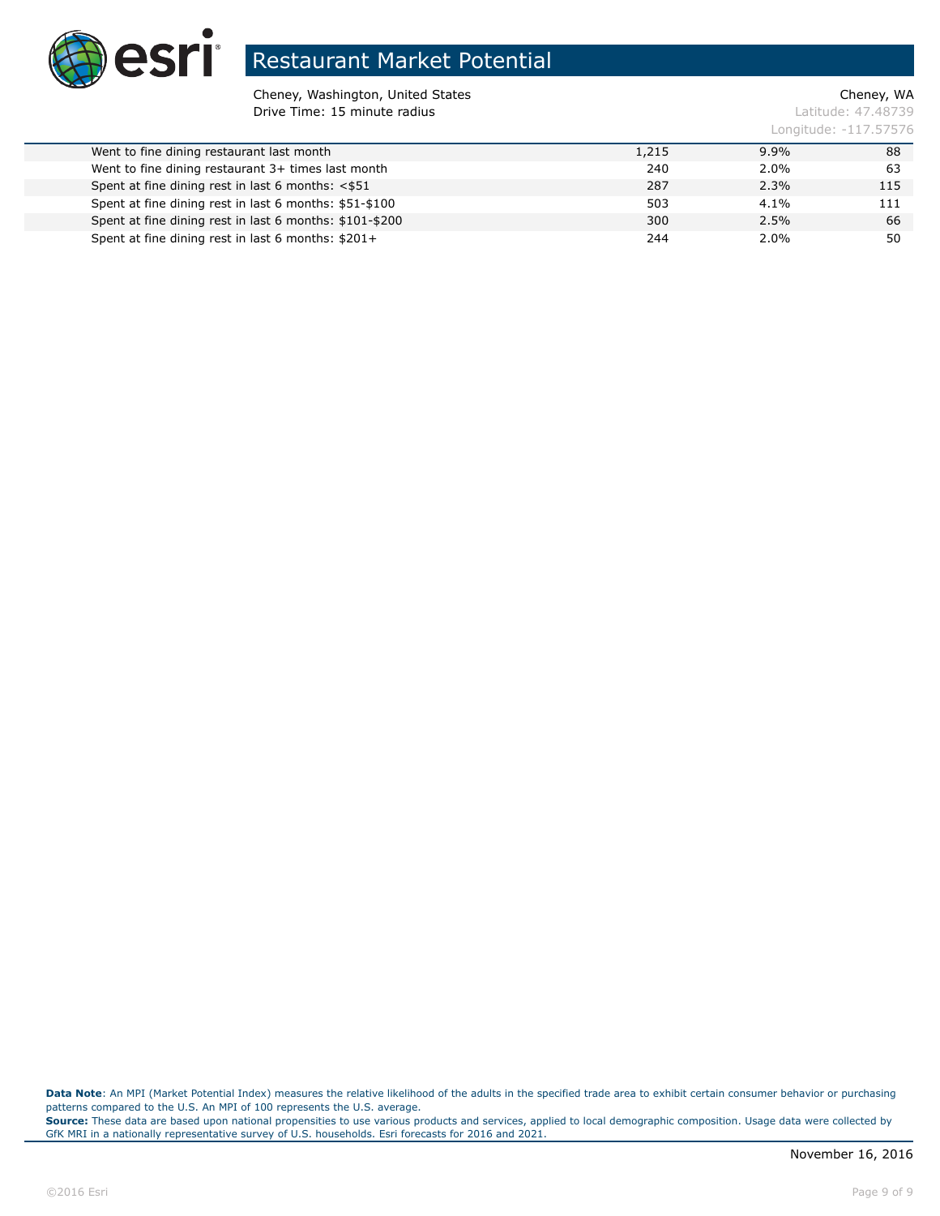# Restaurant Market Potential

Cheney, Washington, United States
Drive Time: 15 minute radius

Cheney, WA
Latitude: 47.48739
Longitude: -117.57576

| | | | |
|---|---|---|---|
| Went to fine dining restaurant last month | 1,215 | 9.9% | 88 |
| Went to fine dining restaurant 3+ times last month | 240 | 2.0% | 63 |
| Spent at fine dining rest in last 6 months: <$51 | 287 | 2.3% | 115 |
| Spent at fine dining rest in last 6 months: $51-$100 | 503 | 4.1% | 111 |
| Spent at fine dining rest in last 6 months: $101-$200 | 300 | 2.5% | 66 |
| Spent at fine dining rest in last 6 months: $201+ | 244 | 2.0% | 50 |

**Data Note**: An MPI (Market Potential Index) measures the relative likelihood of the adults in the specified trade area to exhibit certain consumer behavior or purchasing patterns compared to the U.S. An MPI of 100 represents the U.S. average.
**Source:** These data are based upon national propensities to use various products and services, applied to local demographic composition. Usage data were collected by GfK MRI in a nationally representative survey of U.S. households. Esri forecasts for 2016 and 2021.

November 16, 2016

©2016 Esri